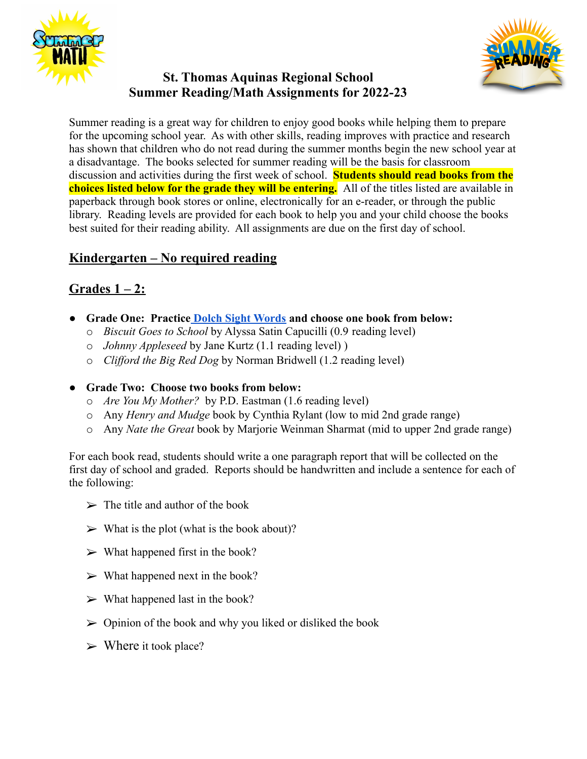# St. Thomas Aquinas Regional School
# Summer Reading/Math Assignments for 2022-23

Summer reading is a great way for children to enjoy good books while helping them to prepare for the upcoming school year. As with other skills, reading improves with practice and research has shown that children who do not read during the summer months begin the new school year at a disadvantage. The books selected for summer reading will be the basis for classroom discussion and activities during the first week of school. **Students should read books from the choices listed below for the grade they will be entering.** All of the titles listed are available in paperback through book stores or online, electronically for an e-reader, or through the public library. Reading levels are provided for each book to help you and your child choose the books best suited for their reading ability. All assignments are due on the first day of school.

## Kindergarten – No required reading

## Grades 1 – 2:

- **Grade One: Practice Dolch Sight Words and choose one book from below:**
  - *Biscuit Goes to School* by Alyssa Satin Capucilli (0.9 reading level)
  - *Johnny Appleseed* by Jane Kurtz (1.1 reading level) )
  - *Clifford the Big Red Dog* by Norman Bridwell (1.2 reading level)

- **Grade Two: Choose two books from below:**
  - *Are You My Mother?* by P.D. Eastman (1.6 reading level)
  - Any *Henry and Mudge* book by Cynthia Rylant (low to mid 2nd grade range)
  - Any *Nate the Great* book by Marjorie Weinman Sharmat (mid to upper 2nd grade range)

For each book read, students should write a one paragraph report that will be collected on the first day of school and graded. Reports should be handwritten and include a sentence for each of the following:

- The title and author of the book
- What is the plot (what is the book about)?
- What happened first in the book?
- What happened next in the book?
- What happened last in the book?
- Opinion of the book and why you liked or disliked the book
- Where it took place?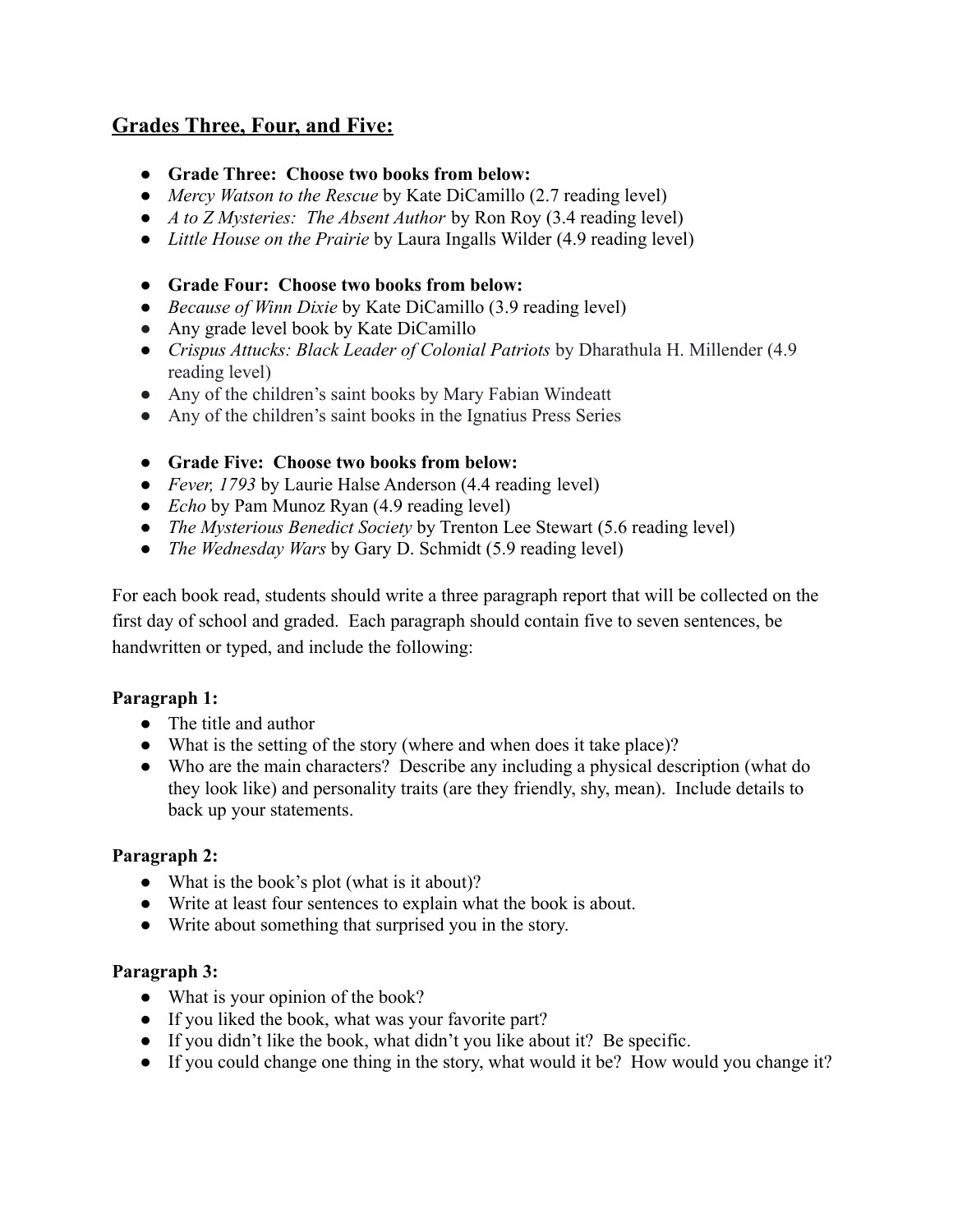## Grades Three, Four, and Five:

- **Grade Three: Choose two books from below:**
- *Mercy Watson to the Rescue* by Kate DiCamillo (2.7 reading level)
- *A to Z Mysteries: The Absent Author* by Ron Roy (3.4 reading level)
- *Little House on the Prairie* by Laura Ingalls Wilder (4.9 reading level)

- **Grade Four: Choose two books from below:**
- *Because of Winn Dixie* by Kate DiCamillo (3.9 reading level)
- Any grade level book by Kate DiCamillo
- *Crispus Attucks: Black Leader of Colonial Patriots* by Dharathula H. Millender (4.9 reading level)
- Any of the children's saint books by Mary Fabian Windeatt
- Any of the children's saint books in the Ignatius Press Series

- **Grade Five: Choose two books from below:**
- *Fever, 1793* by Laurie Halse Anderson (4.4 reading level)
- *Echo* by Pam Munoz Ryan (4.9 reading level)
- *The Mysterious Benedict Society* by Trenton Lee Stewart (5.6 reading level)
- *The Wednesday Wars* by Gary D. Schmidt (5.9 reading level)

For each book read, students should write a three paragraph report that will be collected on the first day of school and graded. Each paragraph should contain five to seven sentences, be handwritten or typed, and include the following:

**Paragraph 1:**
- The title and author
- What is the setting of the story (where and when does it take place)?
- Who are the main characters? Describe any including a physical description (what do they look like) and personality traits (are they friendly, shy, mean). Include details to back up your statements.

**Paragraph 2:**
- What is the book's plot (what is it about)?
- Write at least four sentences to explain what the book is about.
- Write about something that surprised you in the story.

**Paragraph 3:**
- What is your opinion of the book?
- If you liked the book, what was your favorite part?
- If you didn't like the book, what didn't you like about it? Be specific.
- If you could change one thing in the story, what would it be? How would you change it?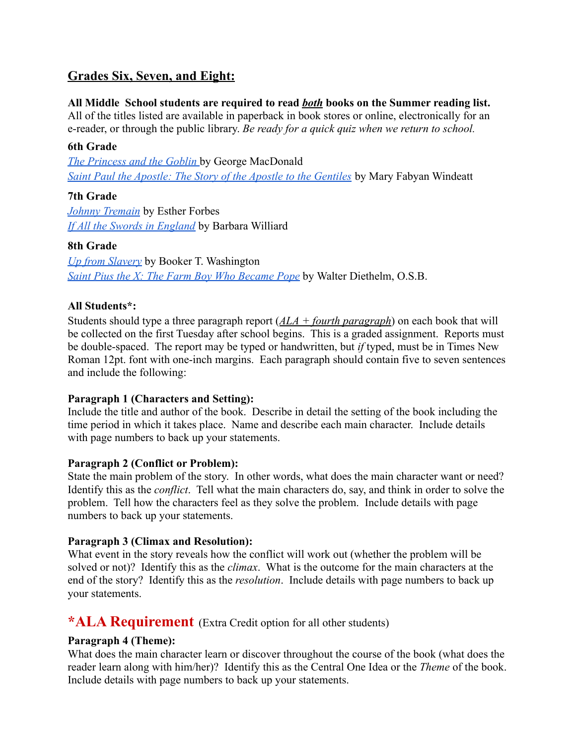## **<u>Grades Six, Seven, and Eight:</u>**

**All Middle  School students are required to read *<u>both</u>* books on the Summer reading list.** All of the titles listed are available in paperback in book stores or online, electronically for an e-reader, or through the public library. *Be ready for a quick quiz when we return to school.*

**6th Grade**

*The Princess and the Goblin* by George MacDonald
*Saint Paul the Apostle: The Story of the Apostle to the Gentiles* by Mary Fabyan Windeatt

**7th Grade**

*Johnny Tremain* by Esther Forbes
*If All the Swords in England* by Barbara Williard

**8th Grade**

*Up from Slavery* by Booker T. Washington
*Saint Pius the X: The Farm Boy Who Became Pope* by Walter Diethelm, O.S.B.

**All Students*:**

Students should type a three paragraph report (*<u>ALA + fourth paragraph</u>*) on each book that will be collected on the first Tuesday after school begins. This is a graded assignment. Reports must be double-spaced. The report may be typed or handwritten, but *if* typed, must be in Times New Roman 12pt. font with one-inch margins. Each paragraph should contain five to seven sentences and include the following:

**Paragraph 1 (Characters and Setting):**
Include the title and author of the book. Describe in detail the setting of the book including the time period in which it takes place. Name and describe each main character. Include details with page numbers to back up your statements.

**Paragraph 2 (Conflict or Problem):**
State the main problem of the story. In other words, what does the main character want or need? Identify this as the *conflict*. Tell what the main characters do, say, and think in order to solve the problem. Tell how the characters feel as they solve the problem. Include details with page numbers to back up your statements.

**Paragraph 3 (Climax and Resolution):**
What event in the story reveals how the conflict will work out (whether the problem will be solved or not)? Identify this as the *climax*. What is the outcome for the main characters at the end of the story? Identify this as the *resolution*. Include details with page numbers to back up your statements.

## ***ALA Requirement** (Extra Credit option for all other students)

**Paragraph 4 (Theme):**
What does the main character learn or discover throughout the course of the book (what does the reader learn along with him/her)? Identify this as the Central One Idea or the *Theme* of the book. Include details with page numbers to back up your statements.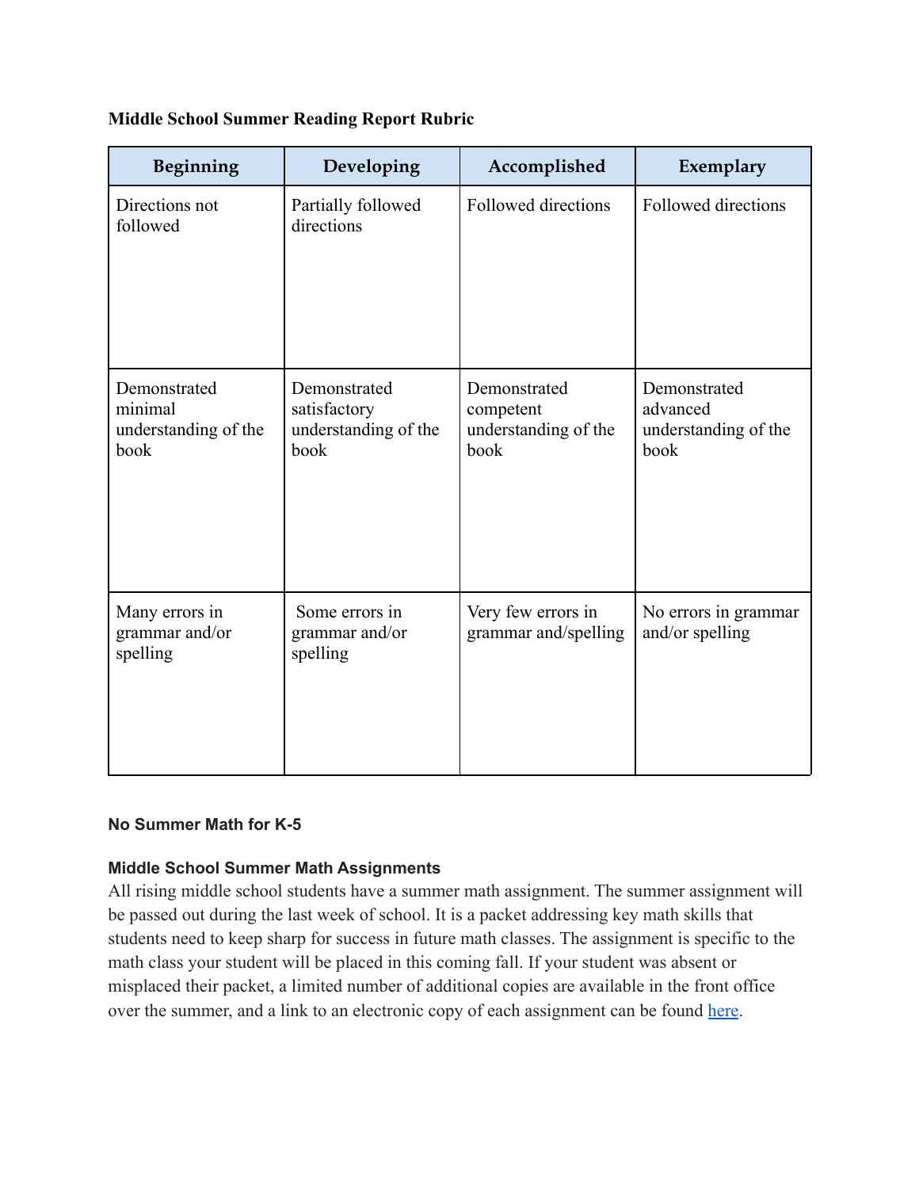**Middle School Summer Reading Report Rubric**

| Beginning | Developing | Accomplished | Exemplary |
| --- | --- | --- | --- |
| Directions not followed | Partially followed directions | Followed directions | Followed directions |
| Demonstrated minimal understanding of the book | Demonstrated satisfactory understanding of the book | Demonstrated competent understanding of the book | Demonstrated advanced understanding of the book |
| Many errors in grammar and/or spelling | Some errors in grammar and/or spelling | Very few errors in grammar and/spelling | No errors in grammar and/or spelling |

**No Summer Math for K-5**

**Middle School Summer Math Assignments**

All rising middle school students have a summer math assignment. The summer assignment will be passed out during the last week of school. It is a packet addressing key math skills that students need to keep sharp for success in future math classes. The assignment is specific to the math class your student will be placed in this coming fall. If your student was absent or misplaced their packet, a limited number of additional copies are available in the front office over the summer, and a link to an electronic copy of each assignment can be found here.